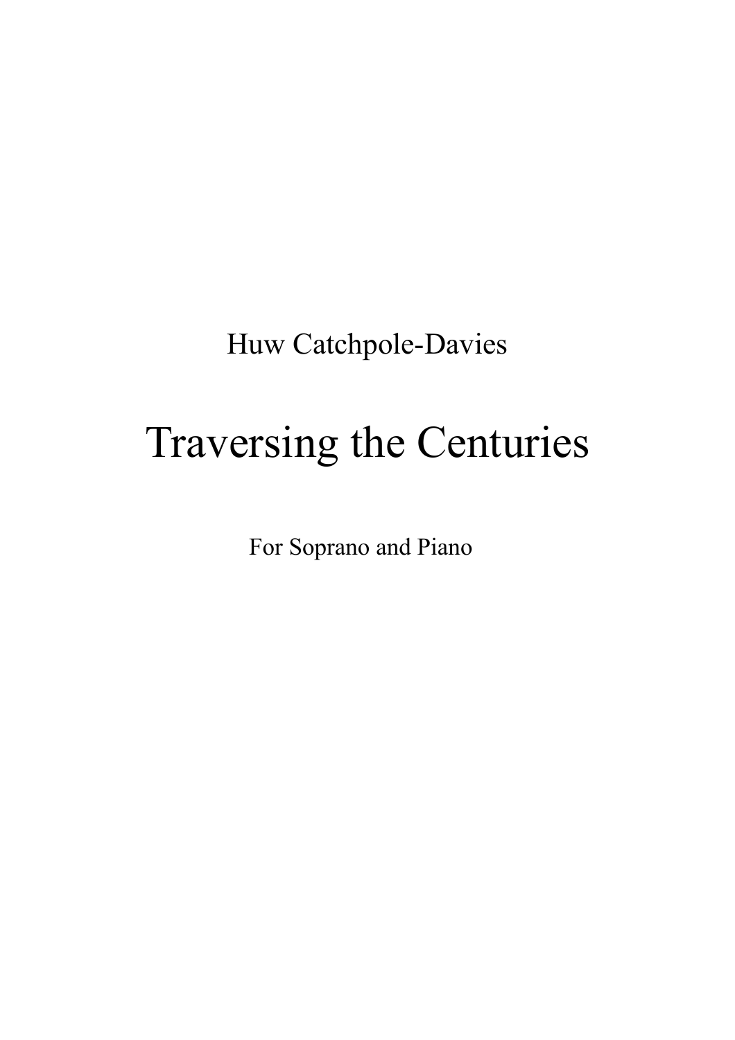Huw Catchpole-Davies

# Traversing the Centuries

For Soprano and Piano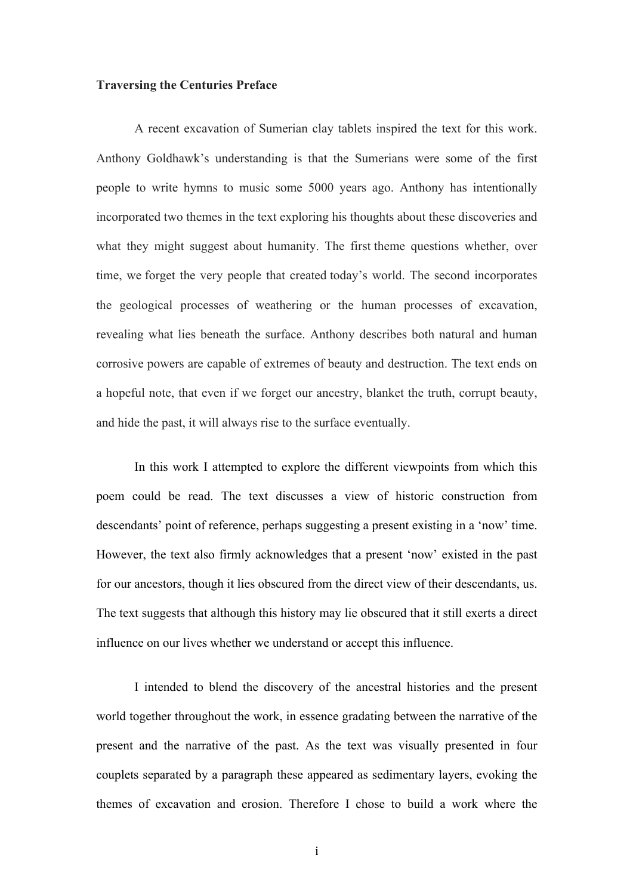**Traversing the Centuries Preface**

A recent excavation of Sumerian clay tablets inspired the text for this work. Anthony Goldhawk's understanding is that the Sumerians were some of the first people to write hymns to music some 5000 years ago. Anthony has intentionally incorporated two themes in the text exploring his thoughts about these discoveries and what they might suggest about humanity. The first theme questions whether, over time, we forget the very people that created today's world. The second incorporates the geological processes of weathering or the human processes of excavation, revealing what lies beneath the surface. Anthony describes both natural and human corrosive powers are capable of extremes of beauty and destruction. The text ends on a hopeful note, that even if we forget our ancestry, blanket the truth, corrupt beauty, and hide the past, it will always rise to the surface eventually.

In this work I attempted to explore the different viewpoints from which this poem could be read. The text discusses a view of historic construction from descendants' point of reference, perhaps suggesting a present existing in a 'now' time. However, the text also firmly acknowledges that a present 'now' existed in the past for our ancestors, though it lies obscured from the direct view of their descendants, us. The text suggests that although this history may lie obscured that it still exerts a direct influence on our lives whether we understand or accept this influence.

I intended to blend the discovery of the ancestral histories and the present world together throughout the work, in essence gradating between the narrative of the present and the narrative of the past. As the text was visually presented in four couplets separated by a paragraph these appeared as sedimentary layers, evoking the themes of excavation and erosion. Therefore I chose to build a work where the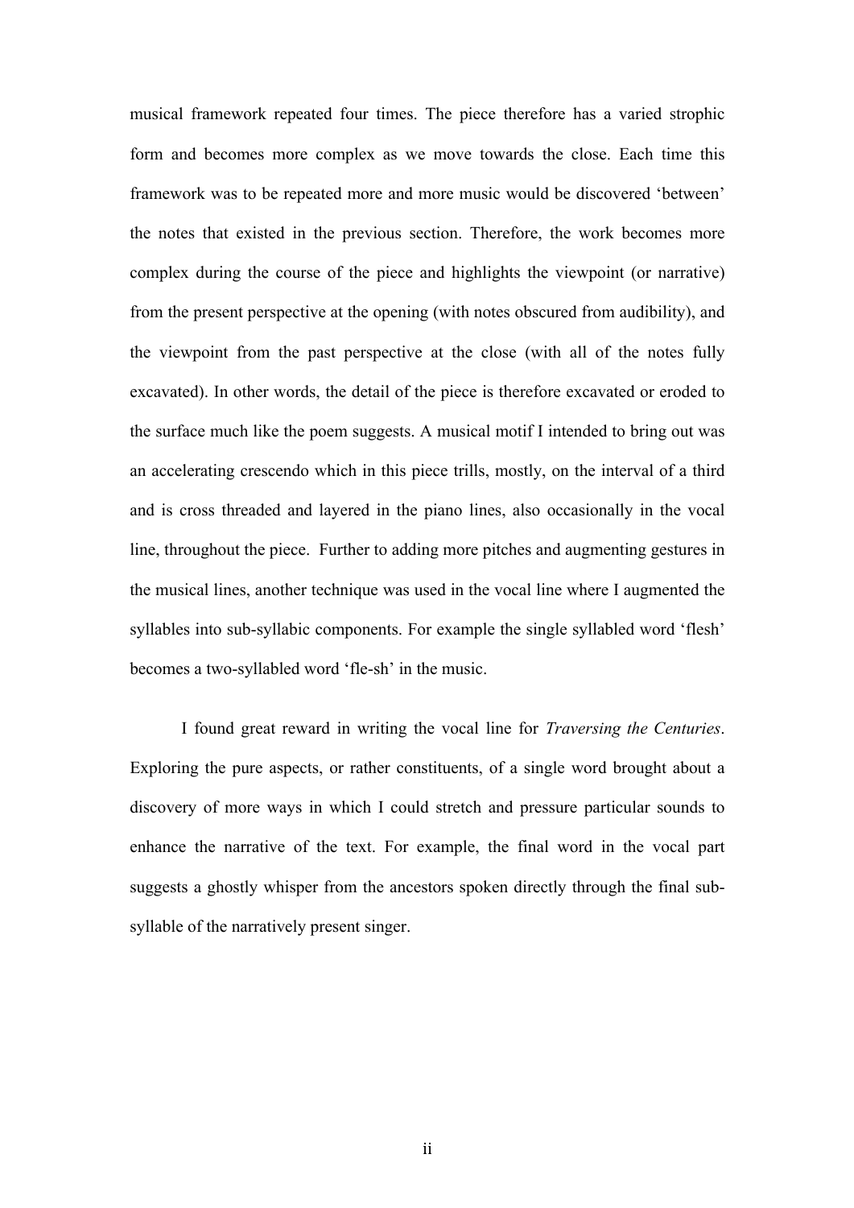musical framework repeated four times. The piece therefore has a varied strophic form and becomes more complex as we move towards the close. Each time this framework was to be repeated more and more music would be discovered 'between' the notes that existed in the previous section. Therefore, the work becomes more complex during the course of the piece and highlights the viewpoint (or narrative) from the present perspective at the opening (with notes obscured from audibility), and the viewpoint from the past perspective at the close (with all of the notes fully excavated). In other words, the detail of the piece is therefore excavated or eroded to the surface much like the poem suggests. A musical motif I intended to bring out was an accelerating crescendo which in this piece trills, mostly, on the interval of a third and is cross threaded and layered in the piano lines, also occasionally in the vocal line, throughout the piece. Further to adding more pitches and augmenting gestures in the musical lines, another technique was used in the vocal line where I augmented the syllables into sub-syllabic components. For example the single syllabled word 'flesh' becomes a two-syllabled word 'fle-sh' in the music.

I found great reward in writing the vocal line for *Traversing the Centuries*. Exploring the pure aspects, or rather constituents, of a single word brought about a discovery of more ways in which I could stretch and pressure particular sounds to enhance the narrative of the text. For example, the final word in the vocal part suggests a ghostly whisper from the ancestors spoken directly through the final sub-syllable of the narratively present singer.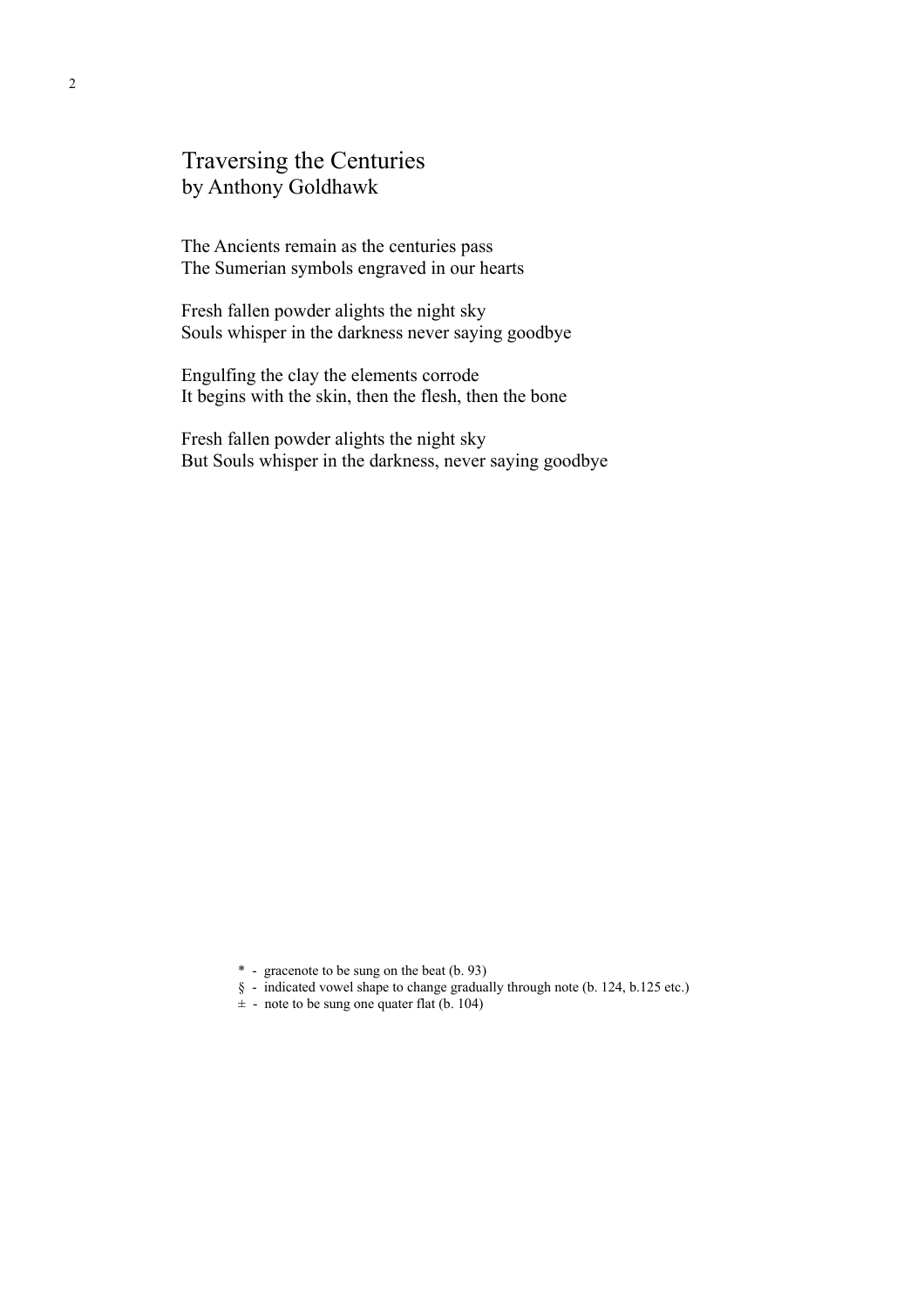# Traversing the Centuries
by Anthony Goldhawk

The Ancients remain as the centuries pass
The Sumerian symbols engraved in our hearts

Fresh fallen powder alights the night sky
Souls whisper in the darkness never saying goodbye

Engulfing the clay the elements corrode
It begins with the skin, then the flesh, then the bone

Fresh fallen powder alights the night sky
But Souls whisper in the darkness, never saying goodbye

\* - gracenote to be sung on the beat (b. 93)
§ - indicated vowel shape to change gradually through note (b. 124, b.125 etc.)
± - note to be sung one quater flat (b. 104)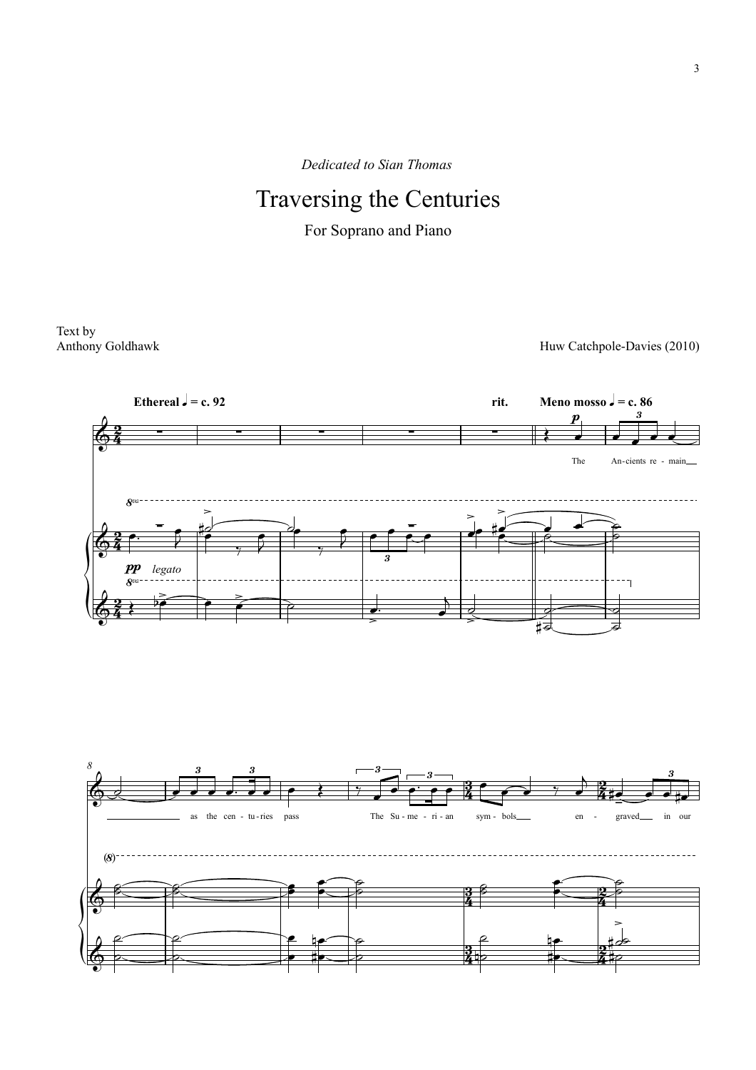*Dedicated to Sian Thomas*

# Traversing the Centuries

For Soprano and Piano

Text by
Anthony Goldhawk

Huw Catchpole-Davies (2010)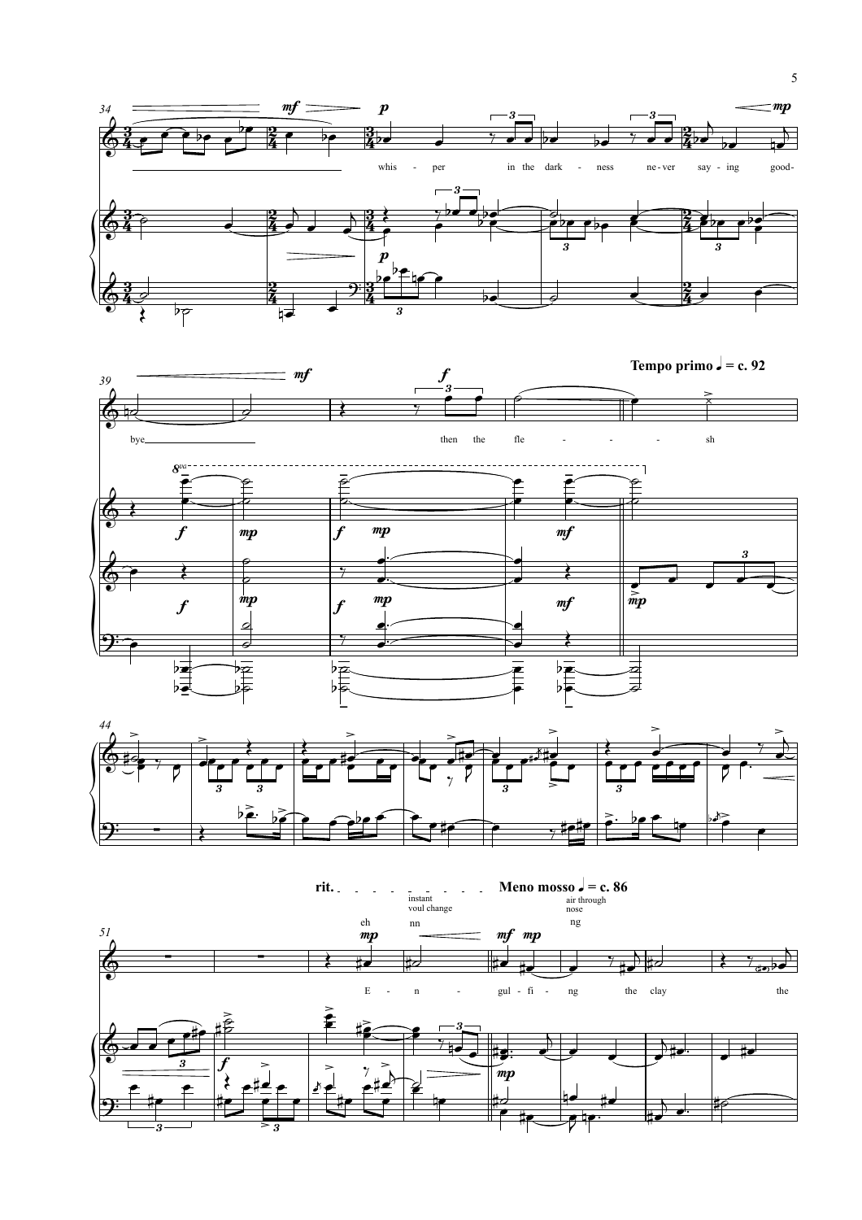**Tempo primo ♩ = c. 92**

whis - per in the dark - ness ne - ver say - ing good- bye

then the fle - - - - sh

rit. **Meno mosso ♩ = c. 86**

instant voul change

air through nose

eh nn ng

E - n - gul - fi - ng the clay the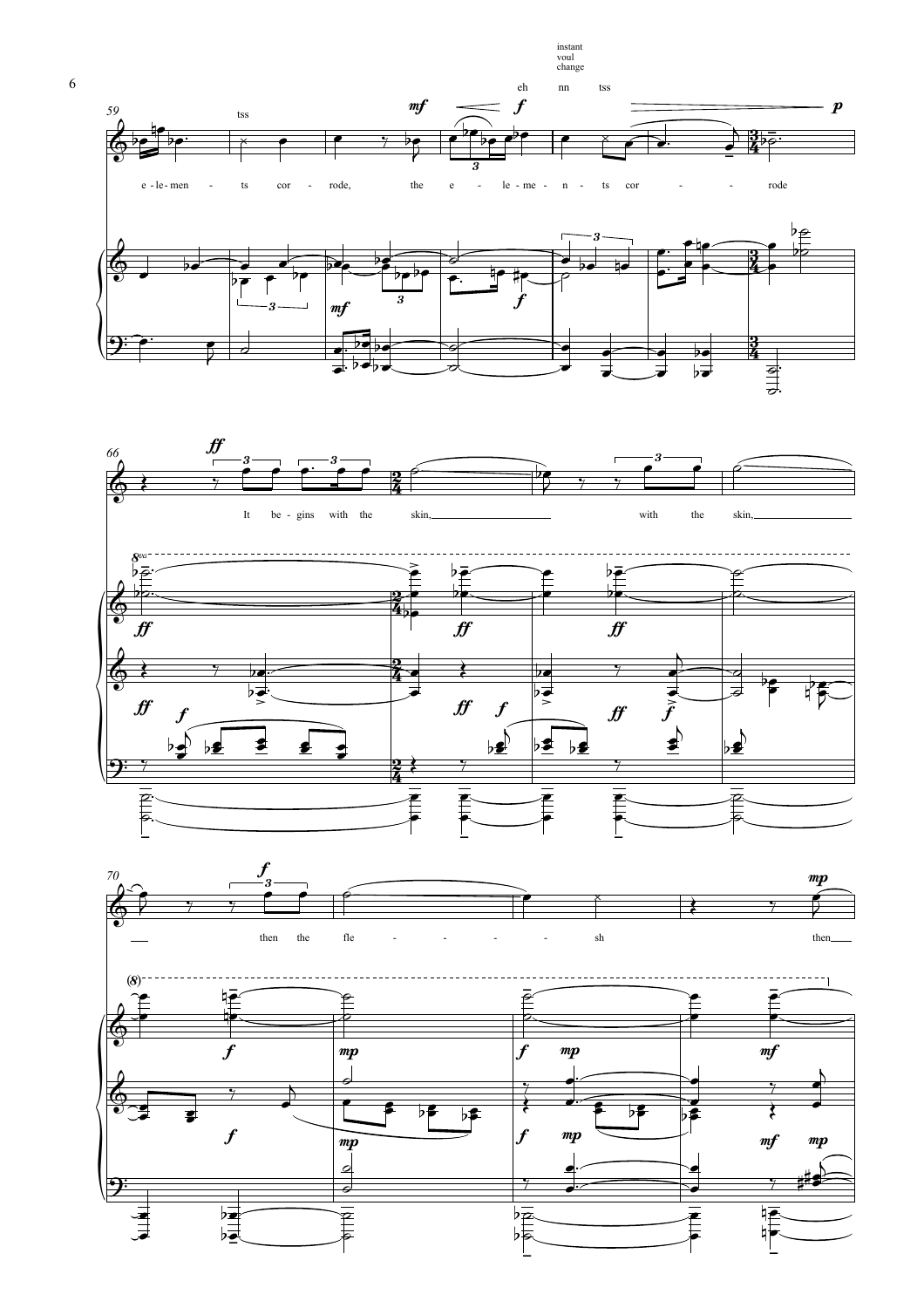instant voul change

eh nn tss

tss

e - le - men - ts cor - rode, the e - le - me - n - ts cor - - - rode

It be - gins with the skin, with the skin,

then the fle - - - - - sh then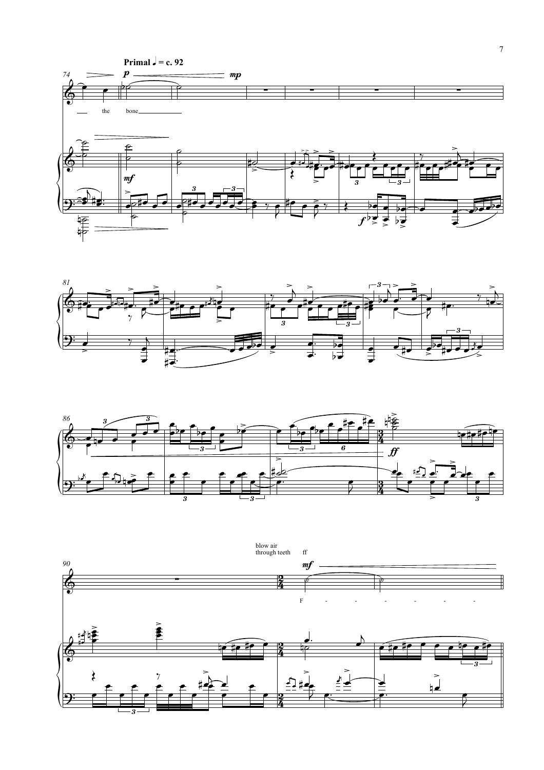**Primal ♩ = c. 92**

the bone

blow air through teeth ff

F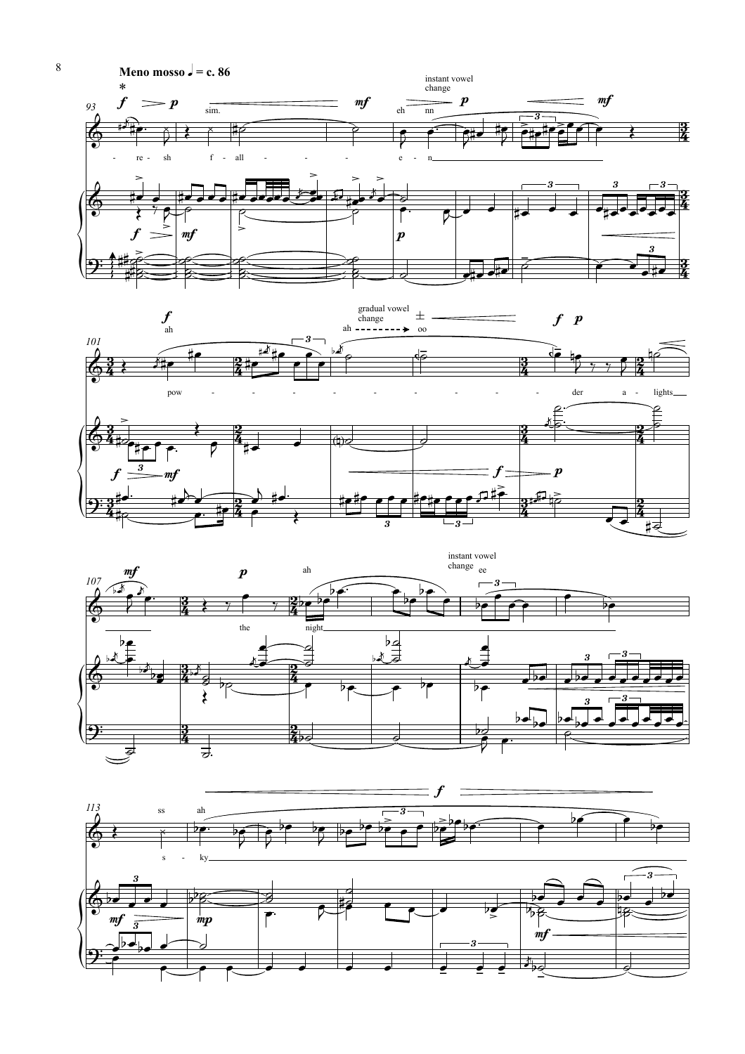**Meno mosso ♩ = c. 86**

*

*f* > *p* sim. *mf* eh nn instant vowel change *p* *mf*

- re - sh f - all - - - - e - n

ah gradual vowel change ah - - - - - - -> oo ±

pow - - - - - - - - - - der a - lights

*f* *p* *mf* *p* ah instant vowel change ee

the night

ss ah

s - ky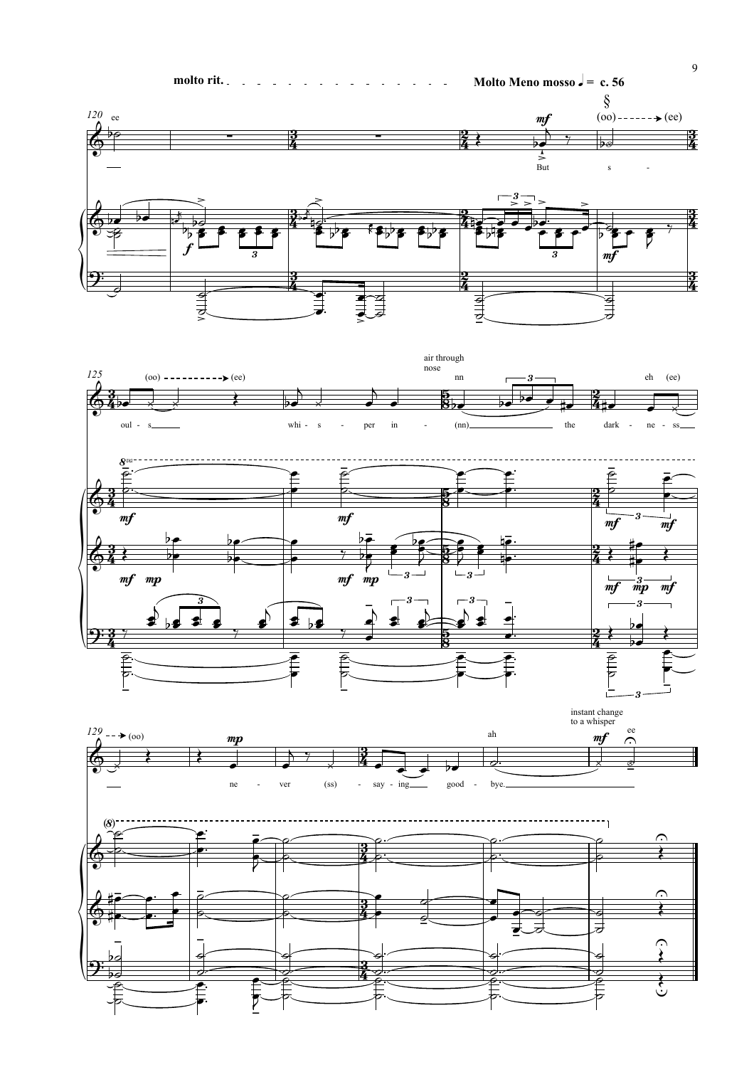molto rit.

Molto Meno mosso ♩ = c. 56

ee

But s- oul - s whi - s - per in - (nn) the dark - ne - ss

air through nose

nn

eh (ee)

(oo) (ee)

ne - ver (ss) - say - ing good - bye.

ah

instant change to a whisper

ee